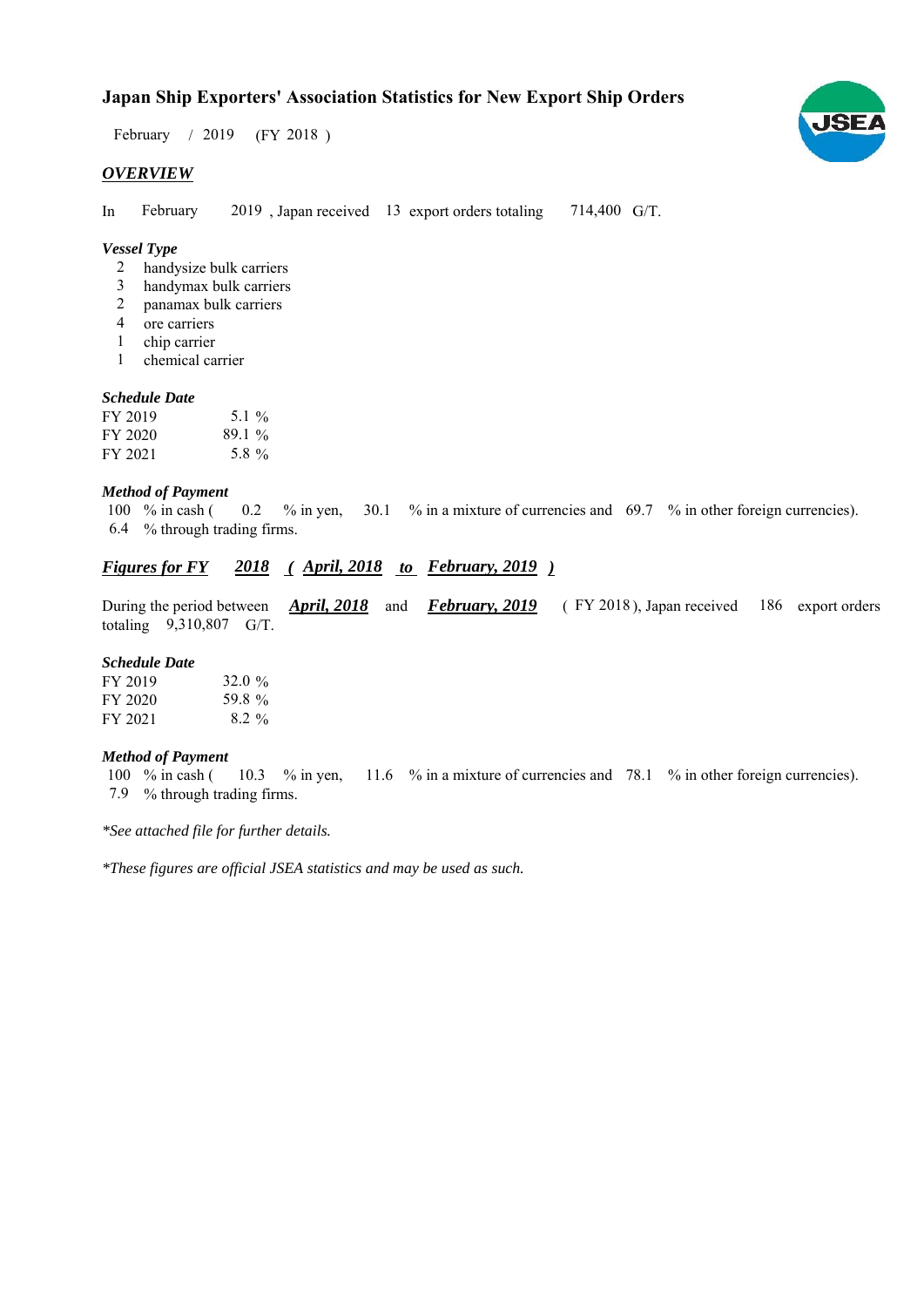# Japan Ship Exporters' Association Statistics for New Export Ship Orders

February / 2019 (FY 2018 )

## *OVERVIEW*

In February 2019 , Japan received 13 export orders totaling 714,400 G/T.

### *Vessel Type*

2 handysize bulk carriers
3 handymax bulk carriers
2 panamax bulk carriers
4 ore carriers
1 chip carrier
1 chemical carrier

### *Schedule Date*

| | |
|---|---|
| FY 2019 | 5.1 % |
| FY 2020 | 89.1 % |
| FY 2021 | 5.8 % |

### *Method of Payment*

100 % in cash ( 0.2 % in yen, 30.1 % in a mixture of currencies and 69.7 % in other foreign currencies).
6.4 % through trading firms.

## ***Figures for FY 2018 ( April, 2018 to February, 2019 )***

During the period between ***April, 2018*** and ***February, 2019*** ( FY 2018 ), Japan received 186 export orders totaling 9,310,807 G/T.

### *Schedule Date*

| | |
|---|---|
| FY 2019 | 32.0 % |
| FY 2020 | 59.8 % |
| FY 2021 | 8.2 % |

### *Method of Payment*

100 % in cash ( 10.3 % in yen, 11.6 % in a mixture of currencies and 78.1 % in other foreign currencies).
7.9 % through trading firms.

*\*See attached file for further details.*

*\*These figures are official JSEA statistics and may be used as such.*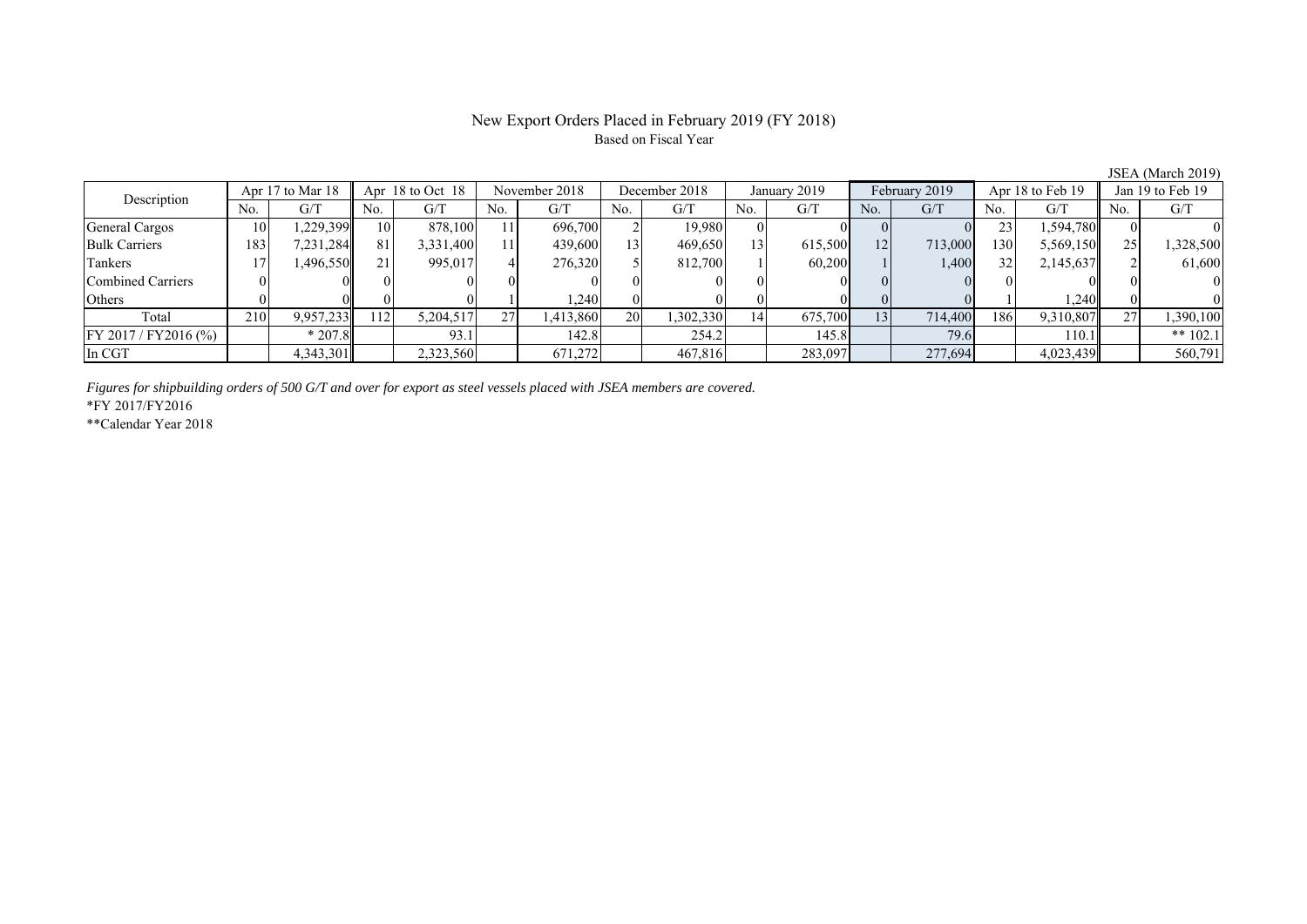# New Export Orders Placed in February 2019 (FY 2018)

Based on Fiscal Year

JSEA (March 2019)

| Description | Apr 17 to Mar 18 | | Apr 18 to Oct 18 | | November 2018 | | December 2018 | | January 2019 | | February 2019 | | Apr 18 to Feb 19 | | Jan 19 to Feb 19 | |
|---|---|---|---|---|---|---|---|---|---|---|---|---|---|---|---|---|
| | No. | G/T | No. | G/T | No. | G/T | No. | G/T | No. | G/T | No. | G/T | No. | G/T | No. | G/T |
| General Cargos | 10 | 1,229,399 | 10 | 878,100 | 11 | 696,700 | 2 | 19,980 | 0 | 0 | 0 | 0 | 23 | 1,594,780 | 0 | 0 |
| Bulk Carriers | 183 | 7,231,284 | 81 | 3,331,400 | 11 | 439,600 | 13 | 469,650 | 13 | 615,500 | 12 | 713,000 | 130 | 5,569,150 | 25 | 1,328,500 |
| Tankers | 17 | 1,496,550 | 21 | 995,017 | 4 | 276,320 | 5 | 812,700 | 1 | 60,200 | 1 | 1,400 | 32 | 2,145,637 | 2 | 61,600 |
| Combined Carriers | 0 | 0 | 0 | 0 | 0 | 0 | 0 | 0 | 0 | 0 | 0 | 0 | 0 | 0 | 0 | 0 |
| Others | 0 | 0 | 0 | 0 | 1 | 1,240 | 0 | 0 | 0 | 0 | 0 | 0 | 1 | 1,240 | 0 | 0 |
| Total | 210 | 9,957,233 | 112 | 5,204,517 | 27 | 1,413,860 | 20 | 1,302,330 | 14 | 675,700 | 13 | 714,400 | 186 | 9,310,807 | 27 | 1,390,100 |
| FY 2017 / FY2016 (%) | | * 207.8 | | 93.1 | | 142.8 | | 254.2 | | 145.8 | | 79.6 | | 110.1 | | ** 102.1 |
| In CGT | | 4,343,301 | | 2,323,560 | | 671,272 | | 467,816 | | 283,097 | | 277,694 | | 4,023,439 | | 560,791 |

*Figures for shipbuilding orders of 500 G/T and over for export as steel vessels placed with JSEA members are covered.*

*FY 2017/FY2016

**Calendar Year 2018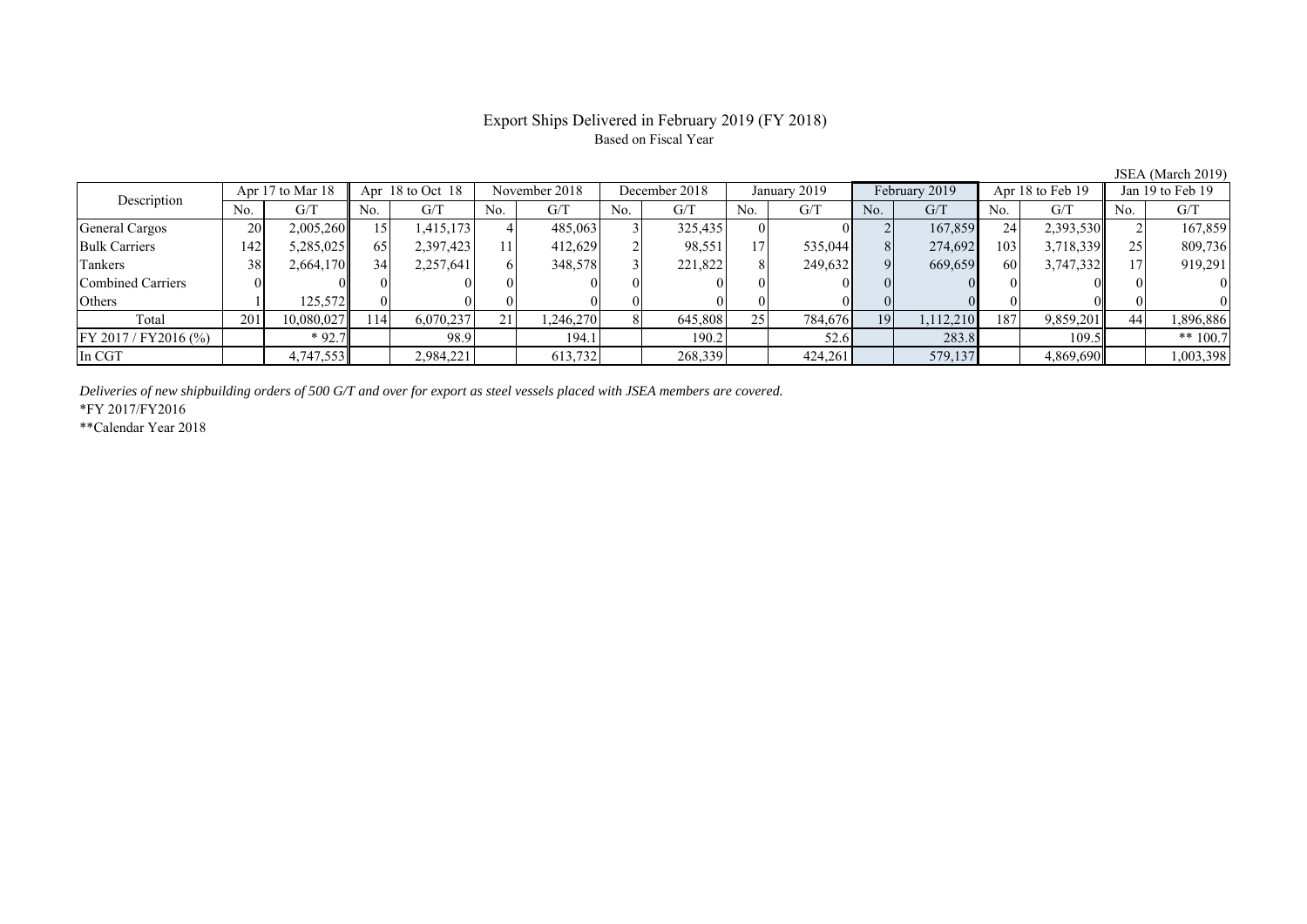# Export Ships Delivered in February 2019 (FY 2018)

Based on Fiscal Year

JSEA (March 2019)

| Description | Apr 17 to Mar 18 | | Apr 18 to Oct 18 | | November 2018 | | December 2018 | | January 2019 | | February 2019 | | Apr 18 to Feb 19 | | Jan 19 to Feb 19 | |
|---|---|---|---|---|---|---|---|---|---|---|---|---|---|---|---|---|
| | No. | G/T | No. | G/T | No. | G/T | No. | G/T | No. | G/T | No. | G/T | No. | G/T | No. | G/T |
| General Cargos | 20 | 2,005,260 | 15 | 1,415,173 | 4 | 485,063 | 3 | 325,435 | 0 | 0 | 2 | 167,859 | 24 | 2,393,530 | 2 | 167,859 |
| Bulk Carriers | 142 | 5,285,025 | 65 | 2,397,423 | 11 | 412,629 | 2 | 98,551 | 17 | 535,044 | 8 | 274,692 | 103 | 3,718,339 | 25 | 809,736 |
| Tankers | 38 | 2,664,170 | 34 | 2,257,641 | 6 | 348,578 | 3 | 221,822 | 8 | 249,632 | 9 | 669,659 | 60 | 3,747,332 | 17 | 919,291 |
| Combined Carriers | 0 | 0 | 0 | 0 | 0 | 0 | 0 | 0 | 0 | 0 | 0 | 0 | 0 | 0 | 0 | 0 |
| Others | 1 | 125,572 | 0 | 0 | 0 | 0 | 0 | 0 | 0 | 0 | 0 | 0 | 0 | 0 | 0 | 0 |
| Total | 201 | 10,080,027 | 114 | 6,070,237 | 21 | 1,246,270 | 8 | 645,808 | 25 | 784,676 | 19 | 1,112,210 | 187 | 9,859,201 | 44 | 1,896,886 |
| FY 2017 / FY2016 (%) | | * 92.7 | | 98.9 | | 194.1 | | 190.2 | | 52.6 | | 283.8 | | 109.5 | | ** 100.7 |
| In CGT | | 4,747,553 | | 2,984,221 | | 613,732 | | 268,339 | | 424,261 | | 579,137 | | 4,869,690 | | 1,003,398 |

*Deliveries of new shipbuilding orders of 500 G/T and over for export as steel vessels placed with JSEA members are covered.*

*FY 2017/FY2016

**Calendar Year 2018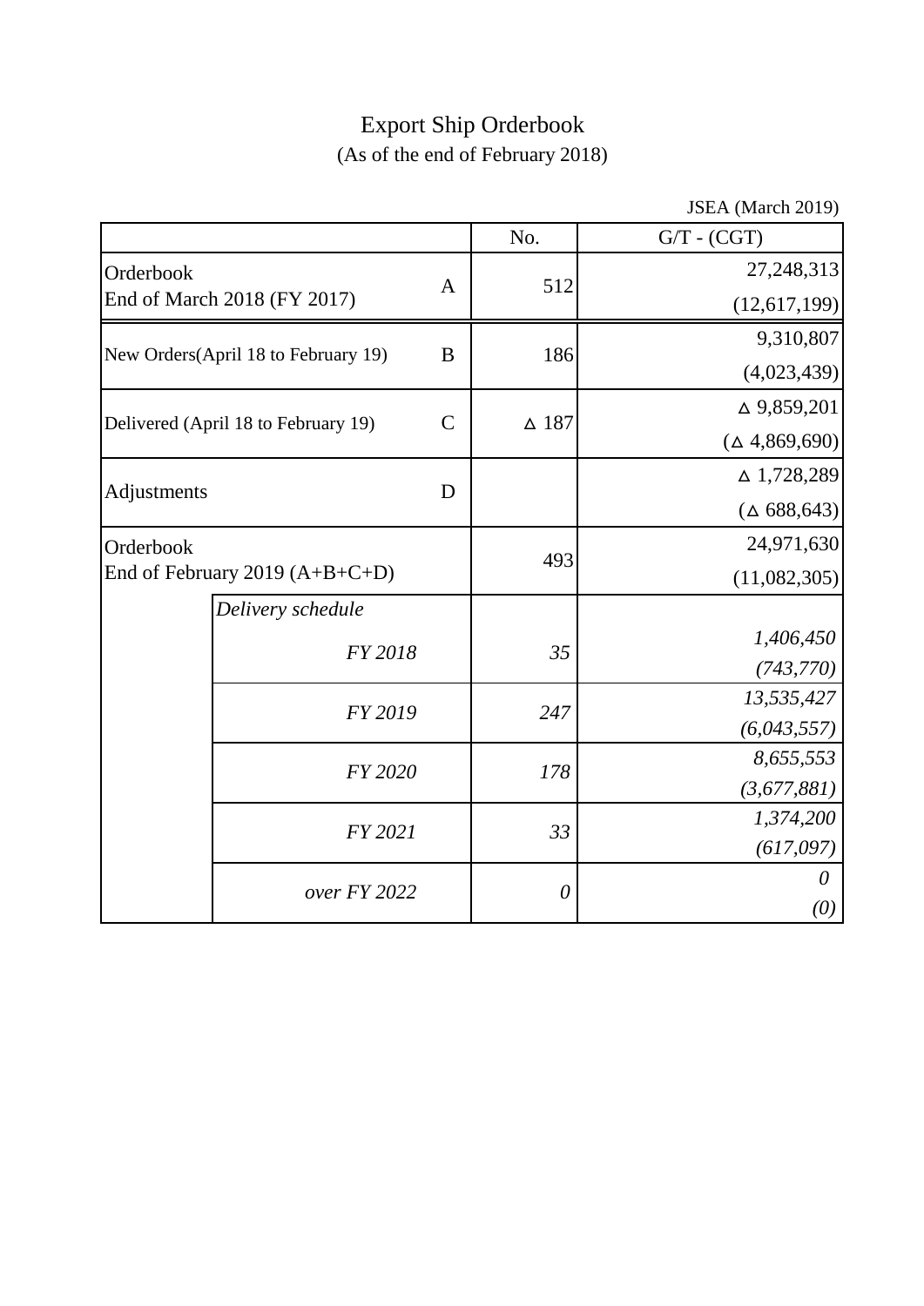# Export Ship Orderbook

(As of the end of February 2018)

JSEA (March 2019)

| | | | No. | G/T - (CGT) |
|---|---|---|---|---|
| Orderbook<br>End of March 2018 (FY 2017) | | A | 512 | 27,248,313<br>(12,617,199) |
| New Orders(April 18 to February 19) | | B | 186 | 9,310,807<br>(4,023,439) |
| Delivered (April 18 to February 19) | | C | ⊿ 187 | ⊿ 9,859,201<br>(⊿ 4,869,690) |
| Adjustments | | D | | ⊿ 1,728,289<br>(⊿ 688,643) |
| Orderbook<br>End of February 2019 (A+B+C+D) | | | 493 | 24,971,630<br>(11,082,305) |
| | *Delivery schedule*<br>*FY 2018* | | *35* | *1,406,450*<br>*(743,770)* |
| | *FY 2019* | | *247* | *13,535,427*<br>*(6,043,557)* |
| | *FY 2020* | | *178* | *8,655,553*<br>*(3,677,881)* |
| | *FY 2021* | | *33* | *1,374,200*<br>*(617,097)* |
| | *over FY 2022* | | *0* | *0*<br>*(0)* |